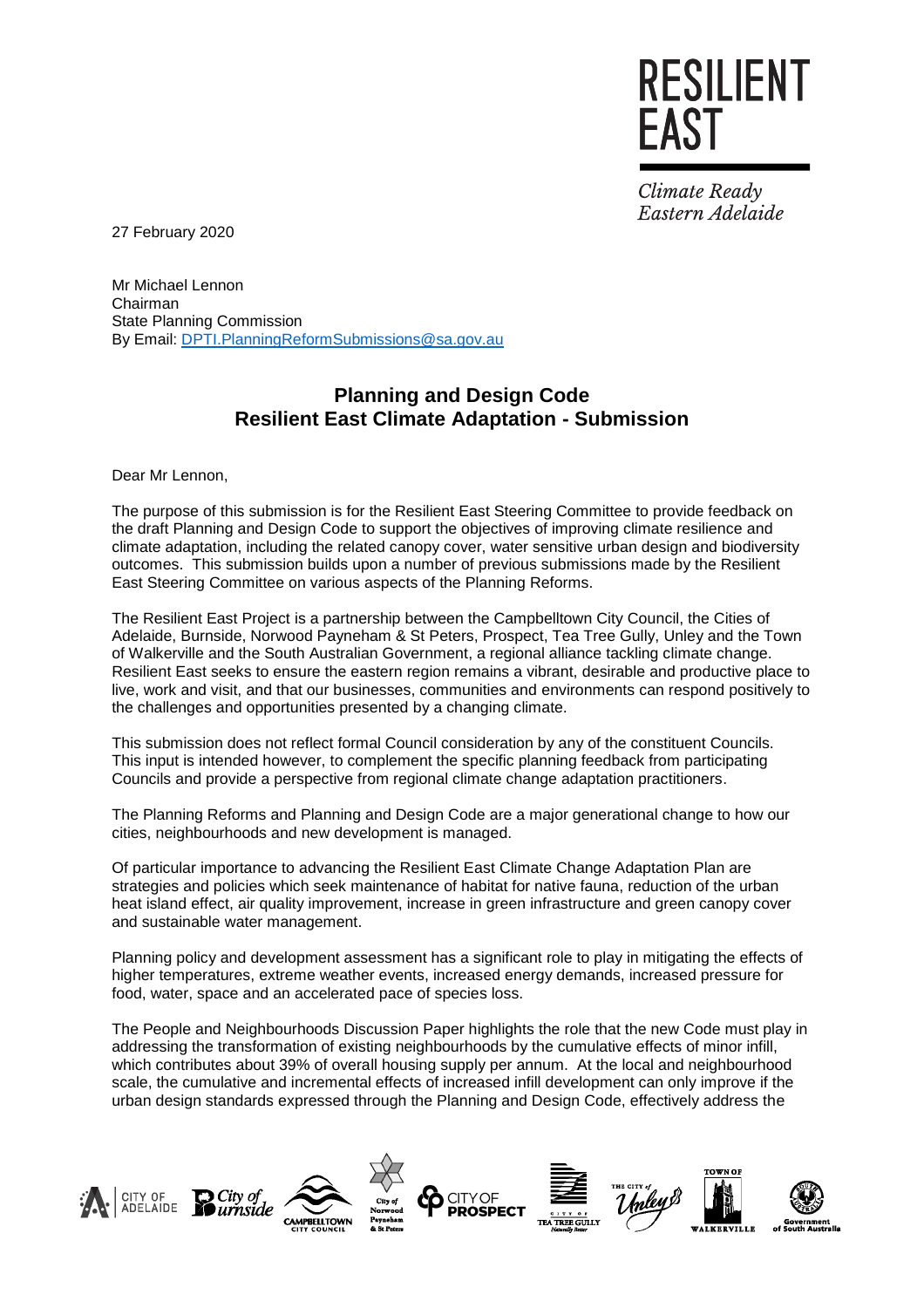RESILIENT EAST

*Climate Ready Eastern Adelaide*

27 February 2020

Mr Michael Lennon
Chairman
State Planning Commission
By Email: DPTI.PlanningReformSubmissions@sa.gov.au

## Planning and Design Code
## Resilient East Climate Adaptation - Submission

Dear Mr Lennon,

The purpose of this submission is for the Resilient East Steering Committee to provide feedback on the draft Planning and Design Code to support the objectives of improving climate resilience and climate adaptation, including the related canopy cover, water sensitive urban design and biodiversity outcomes. This submission builds upon a number of previous submissions made by the Resilient East Steering Committee on various aspects of the Planning Reforms.

The Resilient East Project is a partnership between the Campbelltown City Council, the Cities of Adelaide, Burnside, Norwood Payneham & St Peters, Prospect, Tea Tree Gully, Unley and the Town of Walkerville and the South Australian Government, a regional alliance tackling climate change. Resilient East seeks to ensure the eastern region remains a vibrant, desirable and productive place to live, work and visit, and that our businesses, communities and environments can respond positively to the challenges and opportunities presented by a changing climate.

This submission does not reflect formal Council consideration by any of the constituent Councils. This input is intended however, to complement the specific planning feedback from participating Councils and provide a perspective from regional climate change adaptation practitioners.

The Planning Reforms and Planning and Design Code are a major generational change to how our cities, neighbourhoods and new development is managed.

Of particular importance to advancing the Resilient East Climate Change Adaptation Plan are strategies and policies which seek maintenance of habitat for native fauna, reduction of the urban heat island effect, air quality improvement, increase in green infrastructure and green canopy cover and sustainable water management.

Planning policy and development assessment has a significant role to play in mitigating the effects of higher temperatures, extreme weather events, increased energy demands, increased pressure for food, water, space and an accelerated pace of species loss.

The People and Neighbourhoods Discussion Paper highlights the role that the new Code must play in addressing the transformation of existing neighbourhoods by the cumulative effects of minor infill, which contributes about 39% of overall housing supply per annum. At the local and neighbourhood scale, the cumulative and incremental effects of increased infill development can only improve if the urban design standards expressed through the Planning and Design Code, effectively address the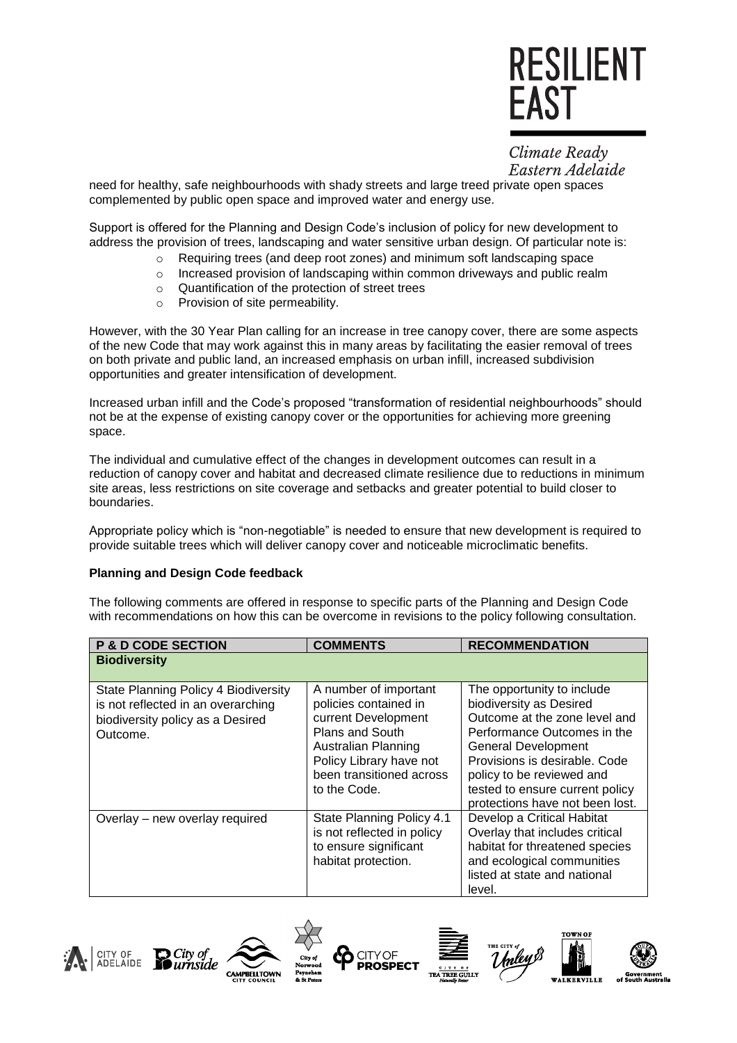need for healthy, safe neighbourhoods with shady streets and large treed private open spaces complemented by public open space and improved water and energy use.

Support is offered for the Planning and Design Code's inclusion of policy for new development to address the provision of trees, landscaping and water sensitive urban design. Of particular note is:

- Requiring trees (and deep root zones) and minimum soft landscaping space
- Increased provision of landscaping within common driveways and public realm
- Quantification of the protection of street trees
- Provision of site permeability.

However, with the 30 Year Plan calling for an increase in tree canopy cover, there are some aspects of the new Code that may work against this in many areas by facilitating the easier removal of trees on both private and public land, an increased emphasis on urban infill, increased subdivision opportunities and greater intensification of development.

Increased urban infill and the Code's proposed "transformation of residential neighbourhoods" should not be at the expense of existing canopy cover or the opportunities for achieving more greening space.

The individual and cumulative effect of the changes in development outcomes can result in a reduction of canopy cover and habitat and decreased climate resilience due to reductions in minimum site areas, less restrictions on site coverage and setbacks and greater potential to build closer to boundaries.

Appropriate policy which is "non-negotiable" is needed to ensure that new development is required to provide suitable trees which will deliver canopy cover and noticeable microclimatic benefits.

**Planning and Design Code feedback**

The following comments are offered in response to specific parts of the Planning and Design Code with recommendations on how this can be overcome in revisions to the policy following consultation.

| P & D CODE SECTION | COMMENTS | RECOMMENDATION |
|---|---|---|
| **Biodiversity** | | |
| State Planning Policy 4 Biodiversity is not reflected in an overarching biodiversity policy as a Desired Outcome. | A number of important policies contained in current Development Plans and South Australian Planning Policy Library have not been transitioned across to the Code. | The opportunity to include biodiversity as Desired Outcome at the zone level and Performance Outcomes in the General Development Provisions is desirable. Code policy to be reviewed and tested to ensure current policy protections have not been lost. |
| Overlay – new overlay required | State Planning Policy 4.1 is not reflected in policy to ensure significant habitat protection. | Develop a Critical Habitat Overlay that includes critical habitat for threatened species and ecological communities listed at state and national level. |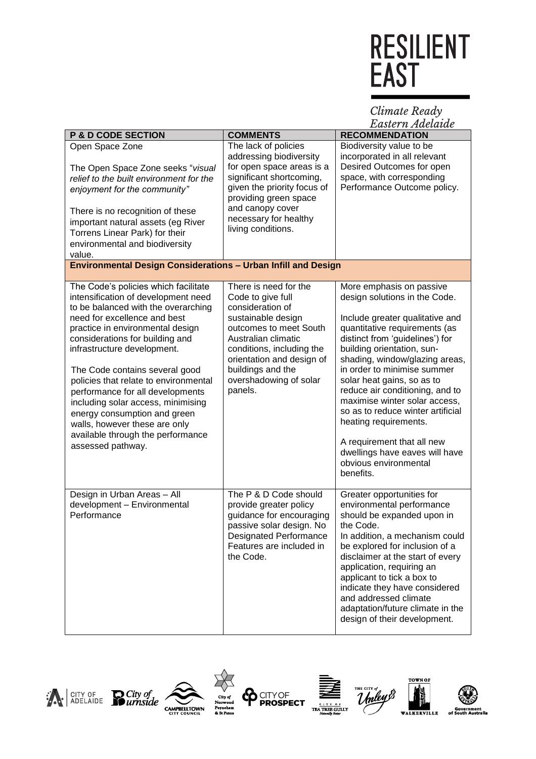| P & D CODE SECTION | COMMENTS | RECOMMENDATION |
|---|---|---|
| Open Space Zone<br><br>The Open Space Zone seeks *"visual relief to the built environment for the enjoyment for the community"*<br><br>There is no recognition of these important natural assets (eg River Torrens Linear Park) for their environmental and biodiversity value. | The lack of policies addressing biodiversity for open space areas is a significant shortcoming, given the priority focus of providing green space and canopy cover necessary for healthy living conditions. | Biodiversity value to be incorporated in all relevant Desired Outcomes for open space, with corresponding Performance Outcome policy. |
| **Environmental Design Considerations – Urban Infill and Design** | | |
| The Code's policies which facilitate intensification of development need to be balanced with the overarching need for excellence and best practice in environmental design considerations for building and infrastructure development.<br><br>The Code contains several good policies that relate to environmental performance for all developments including solar access, minimising energy consumption and green walls, however these are only available through the performance assessed pathway. | There is need for the Code to give full consideration of sustainable design outcomes to meet South Australian climatic conditions, including the orientation and design of buildings and the overshadowing of solar panels. | More emphasis on passive design solutions in the Code.<br><br>Include greater qualitative and quantitative requirements (as distinct from 'guidelines') for building orientation, sun-shading, window/glazing areas, in order to minimise summer solar heat gains, so as to reduce air conditioning, and to maximise winter solar access, so as to reduce winter artificial heating requirements.<br><br>A requirement that all new dwellings have eaves will have obvious environmental benefits. |
| Design in Urban Areas – All development – Environmental Performance | The P & D Code should provide greater policy guidance for encouraging passive solar design. No Designated Performance Features are included in the Code. | Greater opportunities for environmental performance should be expanded upon in the Code.<br>In addition, a mechanism could be explored for inclusion of a disclaimer at the start of every application, requiring an applicant to tick a box to indicate they have considered and addressed climate adaptation/future climate in the design of their development. |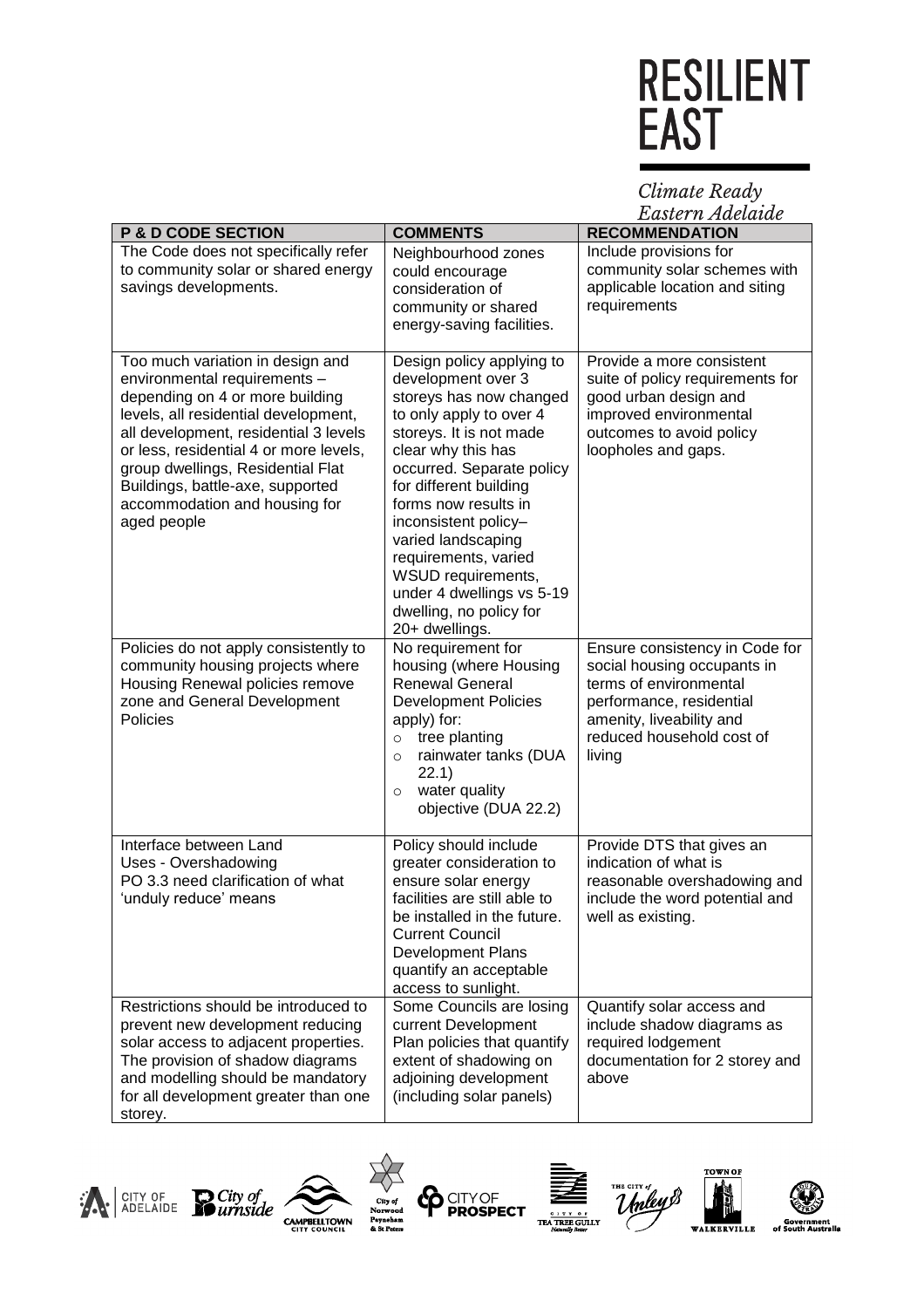| P & D CODE SECTION | COMMENTS | RECOMMENDATION |
| --- | --- | --- |
| The Code does not specifically refer to community solar or shared energy savings developments. | Neighbourhood zones could encourage consideration of community or shared energy-saving facilities. | Include provisions for community solar schemes with applicable location and siting requirements |
| Too much variation in design and environmental requirements – depending on 4 or more building levels, all residential development, all development, residential 3 levels or less, residential 4 or more levels, group dwellings, Residential Flat Buildings, battle-axe, supported accommodation and housing for aged people | Design policy applying to development over 3 storeys has now changed to only apply to over 4 storeys. It is not made clear why this has occurred. Separate policy for different building forms now results in inconsistent policy– varied landscaping requirements, varied WSUD requirements, under 4 dwellings vs 5-19 dwelling, no policy for 20+ dwellings. | Provide a more consistent suite of policy requirements for good urban design and improved environmental outcomes to avoid policy loopholes and gaps. |
| Policies do not apply consistently to community housing projects where Housing Renewal policies remove zone and General Development Policies | No requirement for housing (where Housing Renewal General Development Policies apply) for:<br>○ tree planting<br>○ rainwater tanks (DUA 22.1)<br>○ water quality objective (DUA 22.2) | Ensure consistency in Code for social housing occupants in terms of environmental performance, residential amenity, liveability and reduced household cost of living |
| Interface between Land Uses - Overshadowing<br>PO 3.3 need clarification of what 'unduly reduce' means | Policy should include greater consideration to ensure solar energy facilities are still able to be installed in the future. Current Council Development Plans quantify an acceptable access to sunlight. | Provide DTS that gives an indication of what is reasonable overshadowing and include the word potential and well as existing. |
| Restrictions should be introduced to prevent new development reducing solar access to adjacent properties. The provision of shadow diagrams and modelling should be mandatory for all development greater than one storey. | Some Councils are losing current Development Plan policies that quantify extent of shadowing on adjoining development (including solar panels) | Quantify solar access and include shadow diagrams as required lodgement documentation for 2 storey and above |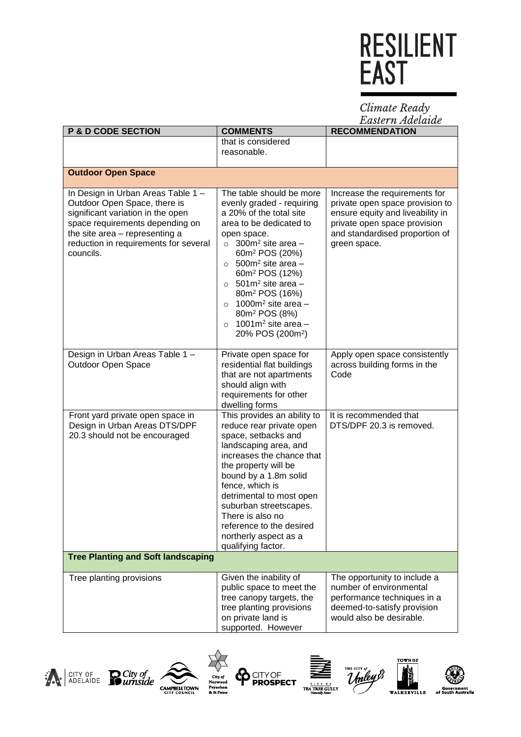| P & D CODE SECTION | COMMENTS | RECOMMENDATION |
|---|---|---|
| | that is considered reasonable. | |
| **Outdoor Open Space** | | |
| In Design in Urban Areas Table 1 – Outdoor Open Space, there is significant variation in the open space requirements depending on the site area – representing a reduction in requirements for several councils. | The table should be more evenly graded - requiring a 20% of the total site area to be dedicated to open space.<br>○ 300m² site area – 60m² POS (20%)<br>○ 500m² site area – 60m² POS (12%)<br>○ 501m² site area – 80m² POS (16%)<br>○ 1000m² site area – 80m² POS (8%)<br>○ 1001m² site area – 20% POS (200m²) | Increase the requirements for private open space provision to ensure equity and liveability in private open space provision and standardised proportion of green space. |
| Design in Urban Areas Table 1 – Outdoor Open Space | Private open space for residential flat buildings that are not apartments should align with requirements for other dwelling forms | Apply open space consistently across building forms in the Code |
| Front yard private open space in Design in Urban Areas DTS/DPF 20.3 should not be encouraged | This provides an ability to reduce rear private open space, setbacks and landscaping area, and increases the chance that the property will be bound by a 1.8m solid fence, which is detrimental to most open suburban streetscapes. There is also no reference to the desired northerly aspect as a qualifying factor. | It is recommended that DTS/DPF 20.3 is removed. |
| **Tree Planting and Soft landscaping** | | |
| Tree planting provisions | Given the inability of public space to meet the tree canopy targets, the tree planting provisions on private land is supported. However | The opportunity to include a number of environmental performance techniques in a deemed-to-satisfy provision would also be desirable. |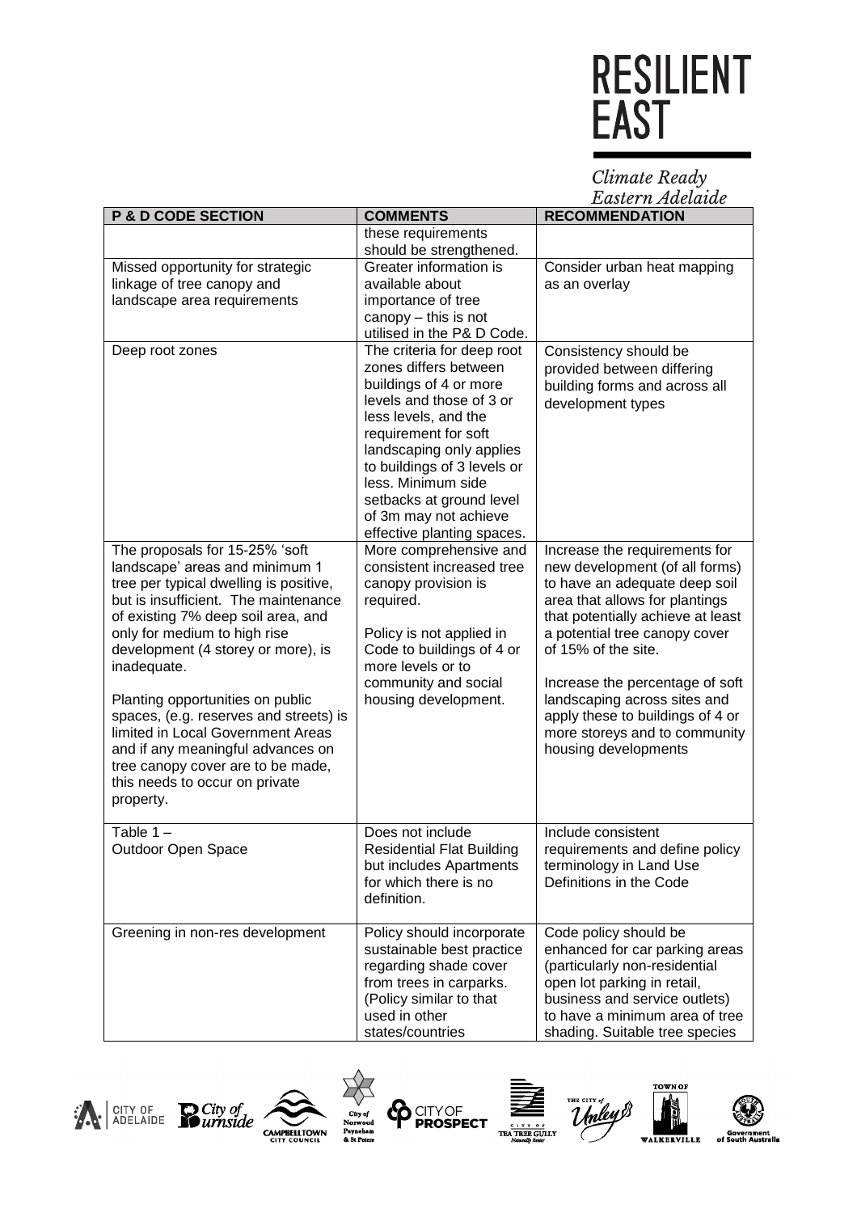| P & D CODE SECTION | COMMENTS | RECOMMENDATION |
|---|---|---|
| | these requirements should be strengthened. | |
| Missed opportunity for strategic linkage of tree canopy and landscape area requirements | Greater information is available about importance of tree canopy – this is not utilised in the P& D Code. | Consider urban heat mapping as an overlay |
| Deep root zones | The criteria for deep root zones differs between buildings of 4 or more levels and those of 3 or less levels, and the requirement for soft landscaping only applies to buildings of 3 levels or less. Minimum side setbacks at ground level of 3m may not achieve effective planting spaces. | Consistency should be provided between differing building forms and across all development types |
| The proposals for 15-25% 'soft landscape' areas and minimum 1 tree per typical dwelling is positive, but is insufficient. The maintenance of existing 7% deep soil area, and only for medium to high rise development (4 storey or more), is inadequate.<br><br>Planting opportunities on public spaces, (e.g. reserves and streets) is limited in Local Government Areas and if any meaningful advances on tree canopy cover are to be made, this needs to occur on private property. | More comprehensive and consistent increased tree canopy provision is required.<br><br>Policy is not applied in Code to buildings of 4 or more levels or to community and social housing development. | Increase the requirements for new development (of all forms) to have an adequate deep soil area that allows for plantings that potentially achieve at least a potential tree canopy cover of 15% of the site.<br><br>Increase the percentage of soft landscaping across sites and apply these to buildings of 4 or more storeys and to community housing developments |
| Table 1 –<br>Outdoor Open Space | Does not include Residential Flat Building but includes Apartments for which there is no definition. | Include consistent requirements and define policy terminology in Land Use Definitions in the Code |
| Greening in non-res development | Policy should incorporate sustainable best practice regarding shade cover from trees in carparks. (Policy similar to that used in other states/countries | Code policy should be enhanced for car parking areas (particularly non-residential open lot parking in retail, business and service outlets) to have a minimum area of tree shading. Suitable tree species |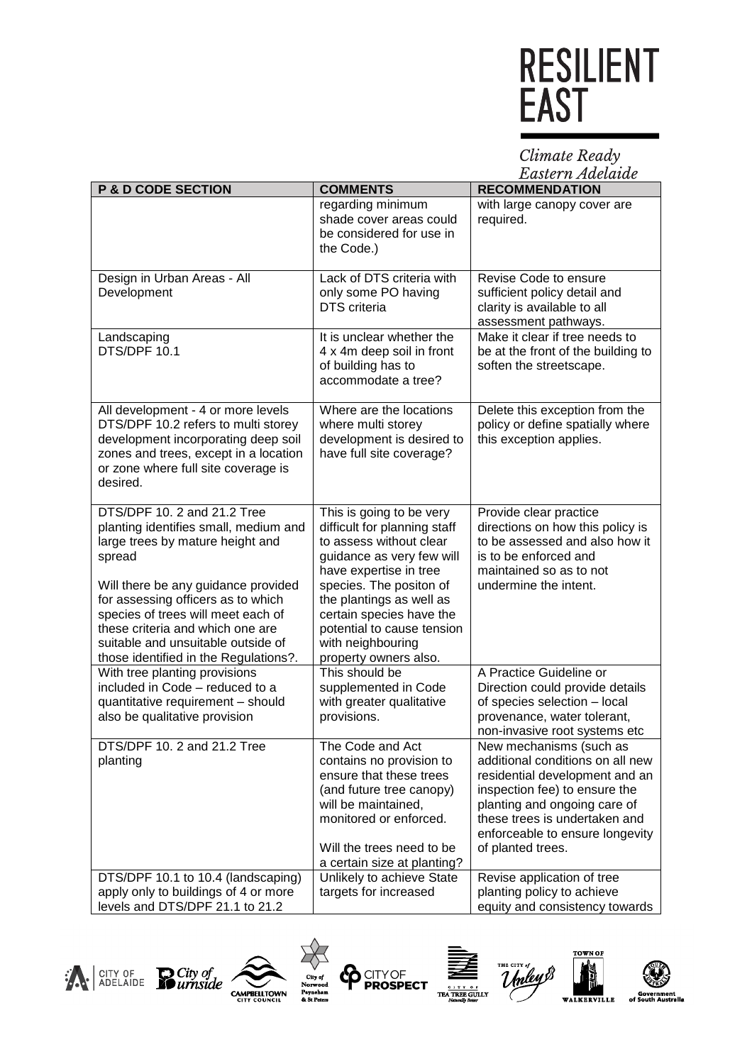| P & D CODE SECTION | COMMENTS | RECOMMENDATION |
|---|---|---|
| | regarding minimum shade cover areas could be considered for use in the Code.) | with large canopy cover are required. |
| Design in Urban Areas - All Development | Lack of DTS criteria with only some PO having DTS criteria | Revise Code to ensure sufficient policy detail and clarity is available to all assessment pathways. |
| Landscaping DTS/DPF 10.1 | It is unclear whether the 4 x 4m deep soil in front of building has to accommodate a tree? | Make it clear if tree needs to be at the front of the building to soften the streetscape. |
| All development - 4 or more levels DTS/DPF 10.2 refers to multi storey development incorporating deep soil zones and trees, except in a location or zone where full site coverage is desired. | Where are the locations where multi storey development is desired to have full site coverage? | Delete this exception from the policy or define spatially where this exception applies. |
| DTS/DPF 10. 2 and 21.2 Tree planting identifies small, medium and large trees by mature height and spread<br><br>Will there be any guidance provided for assessing officers as to which species of trees will meet each of these criteria and which one are suitable and unsuitable outside of those identified in the Regulations?. | This is going to be very difficult for planning staff to assess without clear guidance as very few will have expertise in tree species. The positon of the plantings as well as certain species have the potential to cause tension with neighbouring property owners also. | Provide clear practice directions on how this policy is to be assessed and also how it is to be enforced and maintained so as to not undermine the intent. |
| With tree planting provisions included in Code – reduced to a quantitative requirement – should also be qualitative provision | This should be supplemented in Code with greater qualitative provisions. | A Practice Guideline or Direction could provide details of species selection – local provenance, water tolerant, non-invasive root systems etc |
| DTS/DPF 10. 2 and 21.2 Tree planting | The Code and Act contains no provision to ensure that these trees (and future tree canopy) will be maintained, monitored or enforced.<br><br>Will the trees need to be a certain size at planting? | New mechanisms (such as additional conditions on all new residential development and an inspection fee) to ensure the planting and ongoing care of these trees is undertaken and enforceable to ensure longevity of planted trees. |
| DTS/DPF 10.1 to 10.4 (landscaping) apply only to buildings of 4 or more levels and DTS/DPF 21.1 to 21.2 | Unlikely to achieve State targets for increased | Revise application of tree planting policy to achieve equity and consistency towards |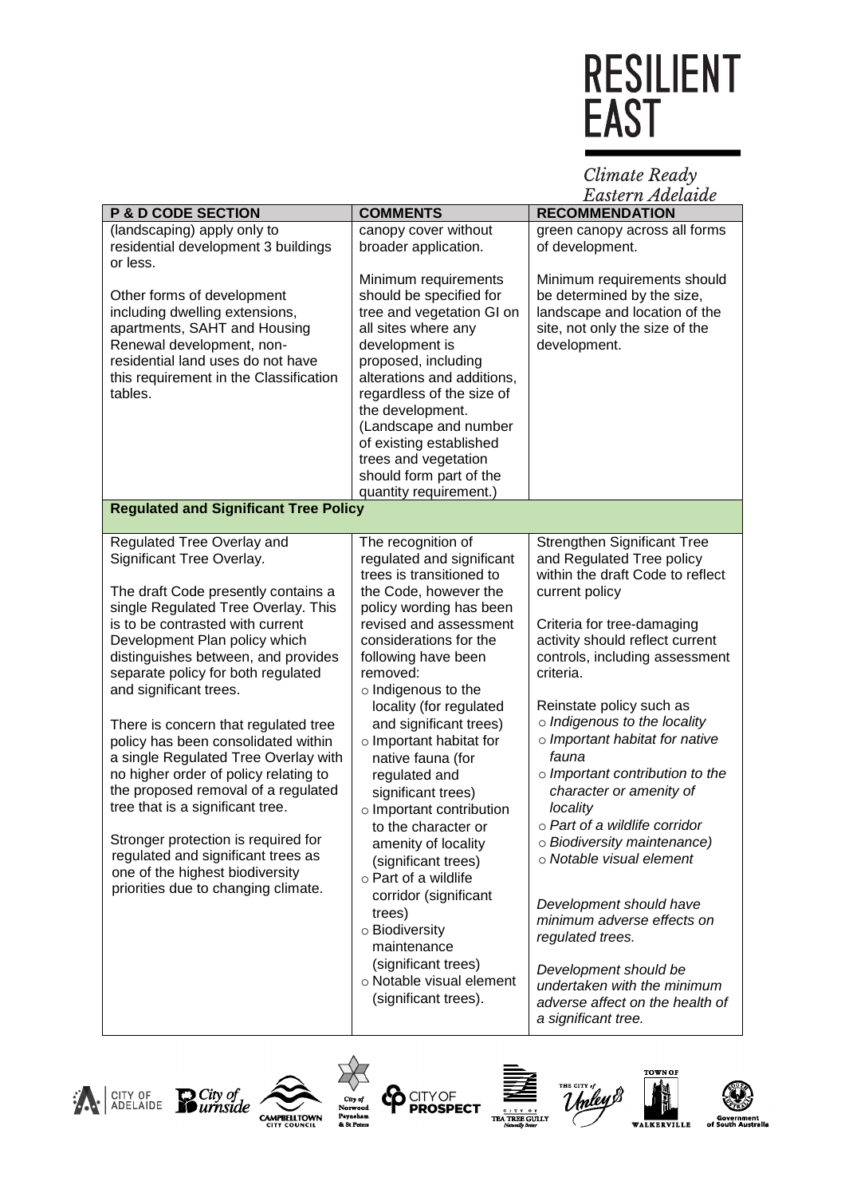| P & D CODE SECTION | COMMENTS | RECOMMENDATION |
| --- | --- | --- |
| (landscaping) apply only to residential development 3 buildings or less.<br><br>Other forms of development including dwelling extensions, apartments, SAHT and Housing Renewal development, non-residential land uses do not have this requirement in the Classification tables. | canopy cover without broader application.<br><br>Minimum requirements should be specified for tree and vegetation GI on all sites where any development is proposed, including alterations and additions, regardless of the size of the development. (Landscape and number of existing established trees and vegetation should form part of the quantity requirement.) | green canopy across all forms of development.<br><br>Minimum requirements should be determined by the size, landscape and location of the site, not only the size of the development. |
| **Regulated and Significant Tree Policy** | | |
| Regulated Tree Overlay and Significant Tree Overlay.<br><br>The draft Code presently contains a single Regulated Tree Overlay. This is to be contrasted with current Development Plan policy which distinguishes between, and provides separate policy for both regulated and significant trees.<br><br>There is concern that regulated tree policy has been consolidated within a single Regulated Tree Overlay with no higher order of policy relating to the proposed removal of a regulated tree that is a significant tree.<br><br>Stronger protection is required for regulated and significant trees as one of the highest biodiversity priorities due to changing climate. | The recognition of regulated and significant trees is transitioned to the Code, however the policy wording has been revised and assessment considerations for the following have been removed:<br>○ Indigenous to the locality (for regulated and significant trees)<br>○ Important habitat for native fauna (for regulated and significant trees)<br>○ Important contribution to the character or amenity of locality (significant trees)<br>○ Part of a wildlife corridor (significant trees)<br>○ Biodiversity maintenance (significant trees)<br>○ Notable visual element (significant trees). | Strengthen Significant Tree and Regulated Tree policy within the draft Code to reflect current policy<br><br>Criteria for tree-damaging activity should reflect current controls, including assessment criteria.<br><br>Reinstate policy such as<br>○ *Indigenous to the locality*<br>○ *Important habitat for native fauna*<br>○ *Important contribution to the character or amenity of locality*<br>○ *Part of a wildlife corridor*<br>○ *Biodiversity maintenance)*<br>○ *Notable visual element*<br><br>*Development should have minimum adverse effects on regulated trees.*<br><br>*Development should be undertaken with the minimum adverse affect on the health of a significant tree.* |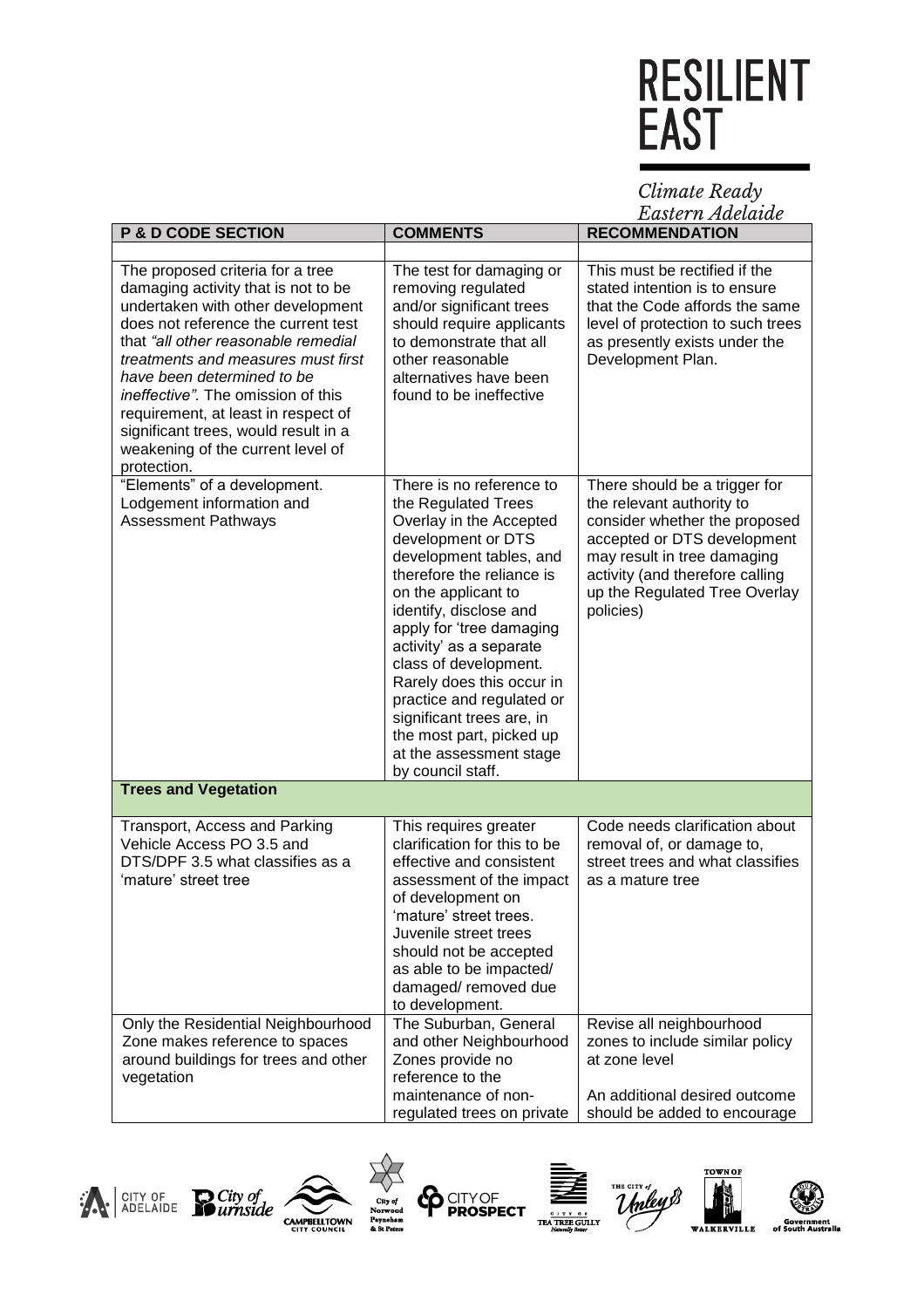| P & D CODE SECTION | COMMENTS | RECOMMENDATION |
|---|---|---|
| | | |
| The proposed criteria for a tree damaging activity that is not to be undertaken with other development does not reference the current test that *"all other reasonable remedial treatments and measures must first have been determined to be ineffective"*. The omission of this requirement, at least in respect of significant trees, would result in a weakening of the current level of protection. | The test for damaging or removing regulated and/or significant trees should require applicants to demonstrate that all other reasonable alternatives have been found to be ineffective | This must be rectified if the stated intention is to ensure that the Code affords the same level of protection to such trees as presently exists under the Development Plan. |
| "Elements" of a development. Lodgement information and Assessment Pathways | There is no reference to the Regulated Trees Overlay in the Accepted development or DTS development tables, and therefore the reliance is on the applicant to identify, disclose and apply for 'tree damaging activity' as a separate class of development. Rarely does this occur in practice and regulated or significant trees are, in the most part, picked up at the assessment stage by council staff. | There should be a trigger for the relevant authority to consider whether the proposed accepted or DTS development may result in tree damaging activity (and therefore calling up the Regulated Tree Overlay policies) |
| **Trees and Vegetation** | | |
| Transport, Access and Parking Vehicle Access PO 3.5 and DTS/DPF 3.5 what classifies as a 'mature' street tree | This requires greater clarification for this to be effective and consistent assessment of the impact of development on 'mature' street trees. Juvenile street trees should not be accepted as able to be impacted/ damaged/ removed due to development. | Code needs clarification about removal of, or damage to, street trees and what classifies as a mature tree |
| Only the Residential Neighbourhood Zone makes reference to spaces around buildings for trees and other vegetation | The Suburban, General and other Neighbourhood Zones provide no reference to the maintenance of non-regulated trees on private | Revise all neighbourhood zones to include similar policy at zone level<br><br>An additional desired outcome should be added to encourage |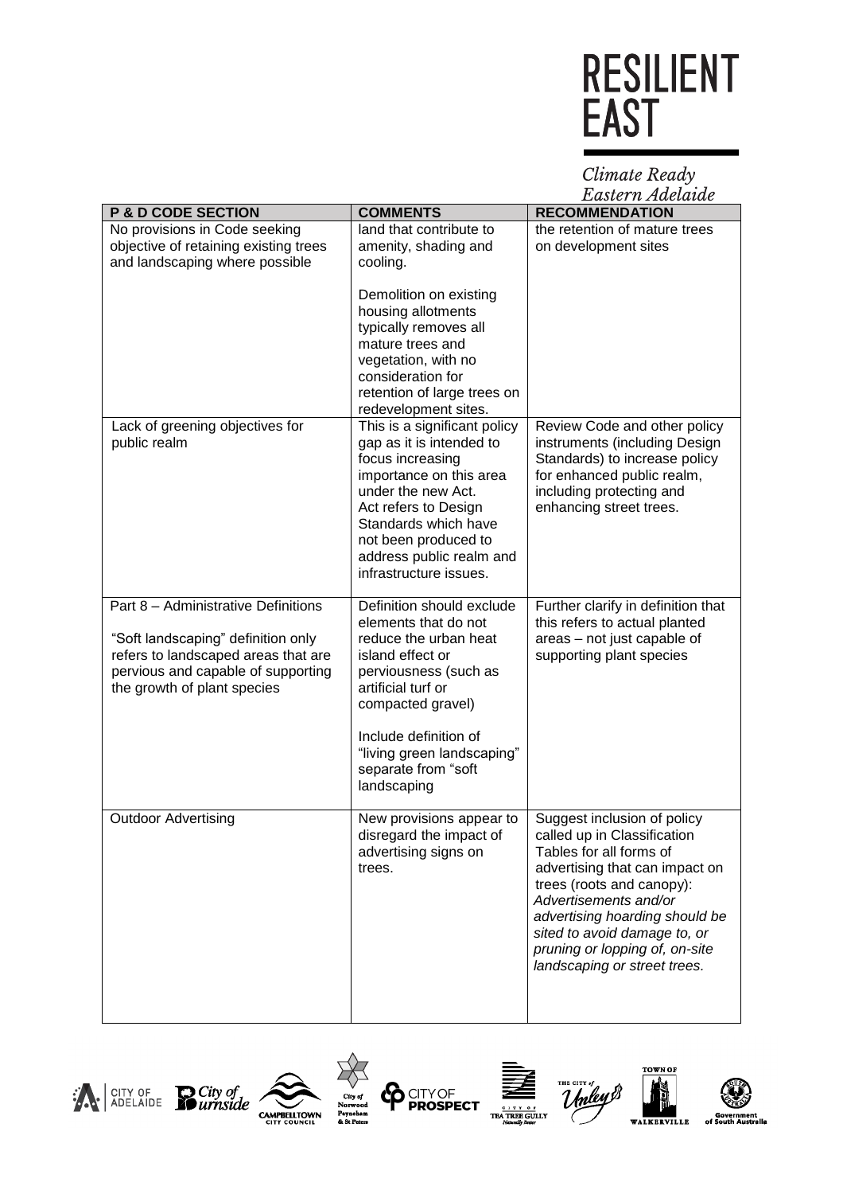| P & D CODE SECTION | COMMENTS | RECOMMENDATION |
|---|---|---|
| No provisions in Code seeking objective of retaining existing trees and landscaping where possible | land that contribute to amenity, shading and cooling.<br><br>Demolition on existing housing allotments typically removes all mature trees and vegetation, with no consideration for retention of large trees on redevelopment sites. | the retention of mature trees on development sites |
| Lack of greening objectives for public realm | This is a significant policy gap as it is intended to focus increasing importance on this area under the new Act. Act refers to Design Standards which have not been produced to address public realm and infrastructure issues. | Review Code and other policy instruments (including Design Standards) to increase policy for enhanced public realm, including protecting and enhancing street trees. |
| Part 8 – Administrative Definitions<br><br>"Soft landscaping" definition only refers to landscaped areas that are pervious and capable of supporting the growth of plant species | Definition should exclude elements that do not reduce the urban heat island effect or perviousness (such as artificial turf or compacted gravel)<br><br>Include definition of "living green landscaping" separate from "soft landscaping | Further clarify in definition that this refers to actual planted areas – not just capable of supporting plant species |
| Outdoor Advertising | New provisions appear to disregard the impact of advertising signs on trees. | Suggest inclusion of policy called up in Classification Tables for all forms of advertising that can impact on trees (roots and canopy): *Advertisements and/or advertising hoarding should be sited to avoid damage to, or pruning or lopping of, on-site landscaping or street trees.* |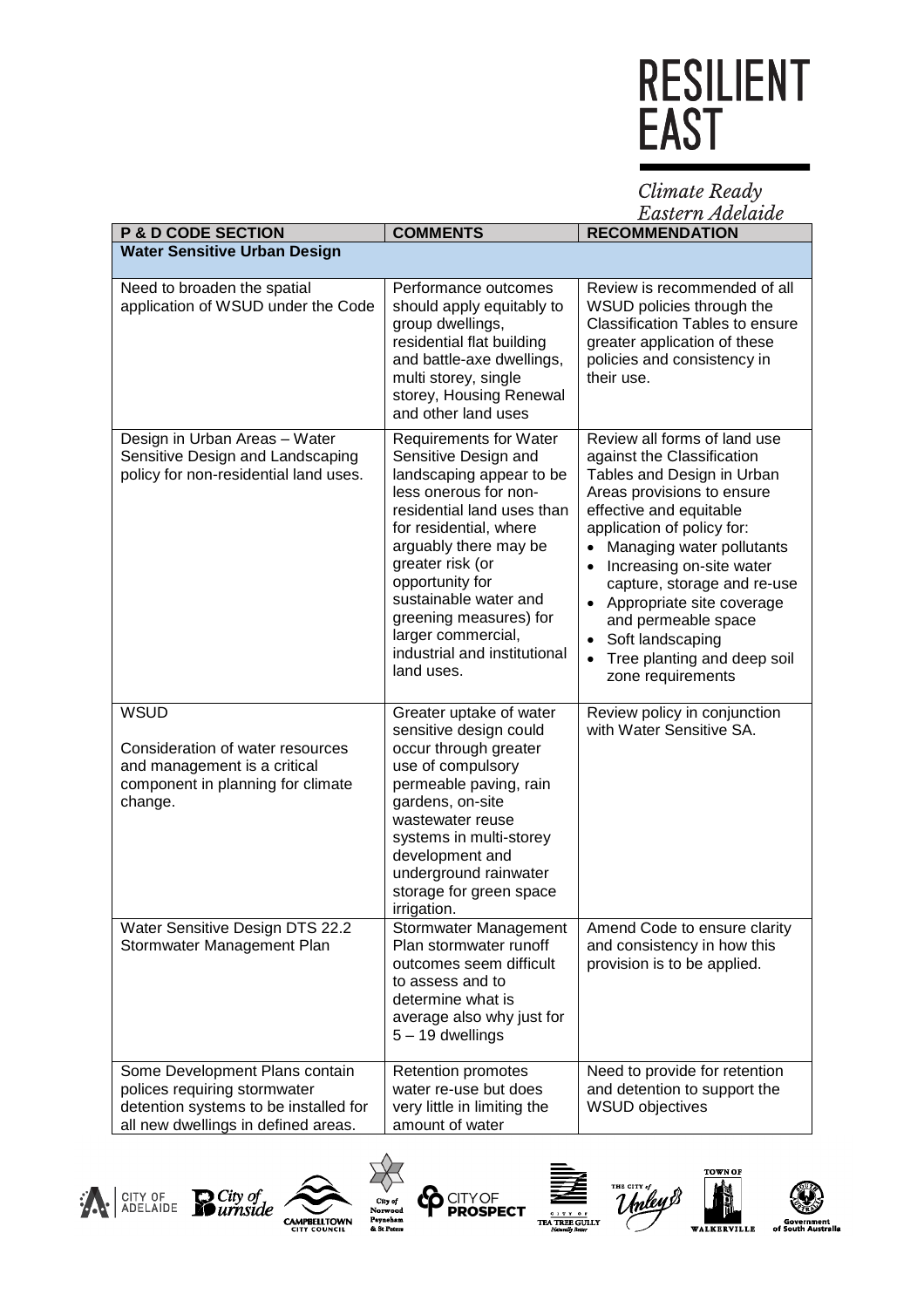| P & D CODE SECTION | COMMENTS | RECOMMENDATION |
|---|---|---|
| **Water Sensitive Urban Design** | | |
| Need to broaden the spatial application of WSUD under the Code | Performance outcomes should apply equitably to group dwellings, residential flat building and battle-axe dwellings, multi storey, single storey, Housing Renewal and other land uses | Review is recommended of all WSUD policies through the Classification Tables to ensure greater application of these policies and consistency in their use. |
| Design in Urban Areas – Water Sensitive Design and Landscaping policy for non-residential land uses. | Requirements for Water Sensitive Design and landscaping appear to be less onerous for non-residential land uses than for residential, where arguably there may be greater risk (or opportunity for sustainable water and greening measures) for larger commercial, industrial and institutional land uses. | Review all forms of land use against the Classification Tables and Design in Urban Areas provisions to ensure effective and equitable application of policy for:<br>• Managing water pollutants<br>• Increasing on-site water capture, storage and re-use<br>• Appropriate site coverage and permeable space<br>• Soft landscaping<br>• Tree planting and deep soil zone requirements |
| WSUD<br><br>Consideration of water resources and management is a critical component in planning for climate change. | Greater uptake of water sensitive design could occur through greater use of compulsory permeable paving, rain gardens, on-site wastewater reuse systems in multi-storey development and underground rainwater storage for green space irrigation. | Review policy in conjunction with Water Sensitive SA. |
| Water Sensitive Design DTS 22.2 Stormwater Management Plan | Stormwater Management Plan stormwater runoff outcomes seem difficult to assess and to determine what is average also why just for 5 – 19 dwellings | Amend Code to ensure clarity and consistency in how this provision is to be applied. |
| Some Development Plans contain polices requiring stormwater detention systems to be installed for all new dwellings in defined areas. | Retention promotes water re-use but does very little in limiting the amount of water | Need to provide for retention and detention to support the WSUD objectives |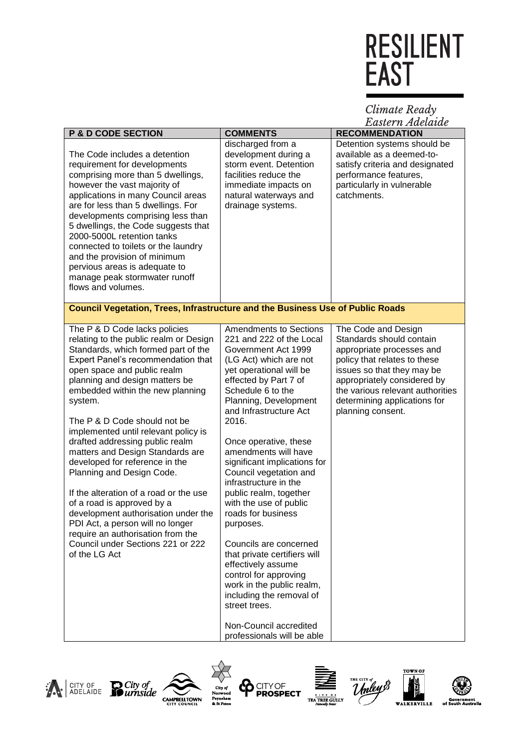| P & D CODE SECTION | COMMENTS | RECOMMENDATION |
|---|---|---|
| The Code includes a detention requirement for developments comprising more than 5 dwellings, however the vast majority of applications in many Council areas are for less than 5 dwellings. For developments comprising less than 5 dwellings, the Code suggests that 2000-5000L retention tanks connected to toilets or the laundry and the provision of minimum pervious areas is adequate to manage peak stormwater runoff flows and volumes. | discharged from a development during a storm event. Detention facilities reduce the immediate impacts on natural waterways and drainage systems. | Detention systems should be available as a deemed-to-satisfy criteria and designated performance features, particularly in vulnerable catchments. |
| **Council Vegetation, Trees, Infrastructure and the Business Use of Public Roads** | | |
| The P & D Code lacks policies relating to the public realm or Design Standards, which formed part of the Expert Panel's recommendation that open space and public realm planning and design matters be embedded within the new planning system.<br><br>The P & D Code should not be implemented until relevant policy is drafted addressing public realm matters and Design Standards are developed for reference in the Planning and Design Code.<br><br>If the alteration of a road or the use of a road is approved by a development authorisation under the PDI Act, a person will no longer require an authorisation from the Council under Sections 221 or 222 of the LG Act | Amendments to Sections 221 and 222 of the Local Government Act 1999 (LG Act) which are not yet operational will be effected by Part 7 of Schedule 6 to the Planning, Development and Infrastructure Act 2016.<br><br>Once operative, these amendments will have significant implications for Council vegetation and infrastructure in the public realm, together with the use of public roads for business purposes.<br><br>Councils are concerned that private certifiers will effectively assume control for approving work in the public realm, including the removal of street trees.<br><br>Non-Council accredited professionals will be able | The Code and Design Standards should contain appropriate processes and policy that relates to these issues so that they may be appropriately considered by the various relevant authorities determining applications for planning consent. |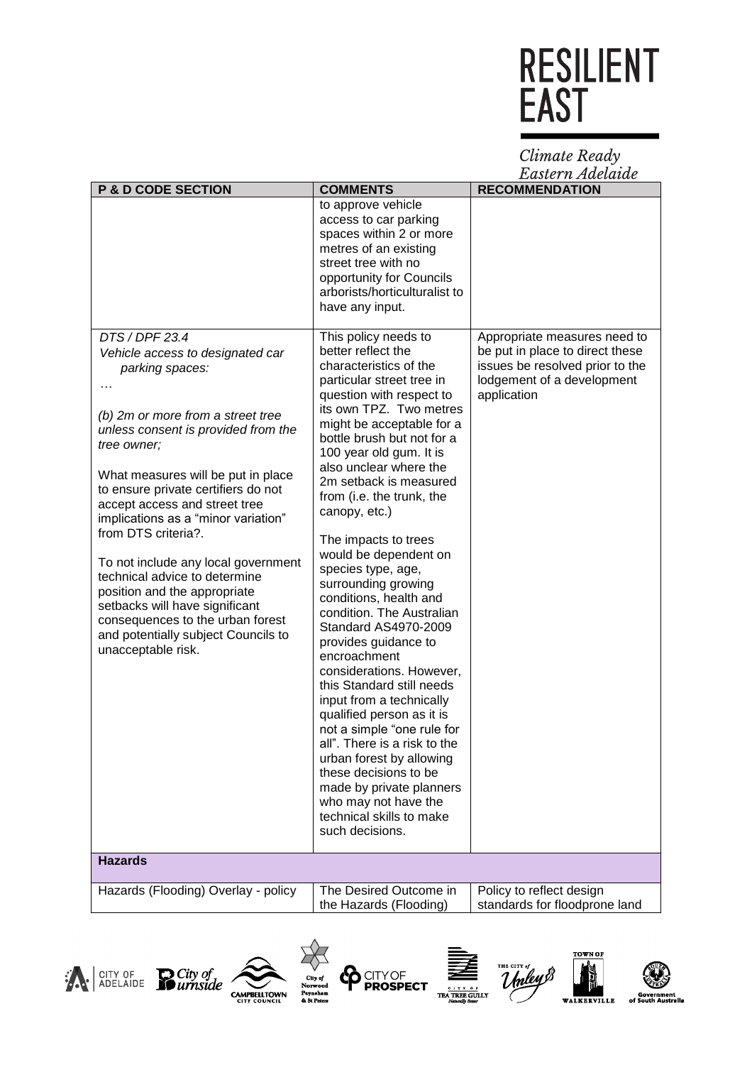| P & D CODE SECTION | COMMENTS | RECOMMENDATION |
|---|---|---|
| | to approve vehicle access to car parking spaces within 2 or more metres of an existing street tree with no opportunity for Councils arborists/horticulturalist to have any input. | |
| *DTS / DPF 23.4* *Vehicle access to designated car parking spaces:* *…* *(b) 2m or more from a street tree unless consent is provided from the tree owner;* What measures will be put in place to ensure private certifiers do not accept access and street tree implications as a "minor variation" from DTS criteria?. To not include any local government technical advice to determine position and the appropriate setbacks will have significant consequences to the urban forest and potentially subject Councils to unacceptable risk. | This policy needs to better reflect the characteristics of the particular street tree in question with respect to its own TPZ. Two metres might be acceptable for a bottle brush but not for a 100 year old gum. It is also unclear where the 2m setback is measured from (i.e. the trunk, the canopy, etc.) The impacts to trees would be dependent on species type, age, surrounding growing conditions, health and condition. The Australian Standard AS4970-2009 provides guidance to encroachment considerations. However, this Standard still needs input from a technically qualified person as it is not a simple "one rule for all". There is a risk to the urban forest by allowing these decisions to be made by private planners who may not have the technical skills to make such decisions. | Appropriate measures need to be put in place to direct these issues be resolved prior to the lodgement of a development application |
| **Hazards** | | |
| Hazards (Flooding) Overlay - policy | The Desired Outcome in the Hazards (Flooding) | Policy to reflect design standards for floodprone land |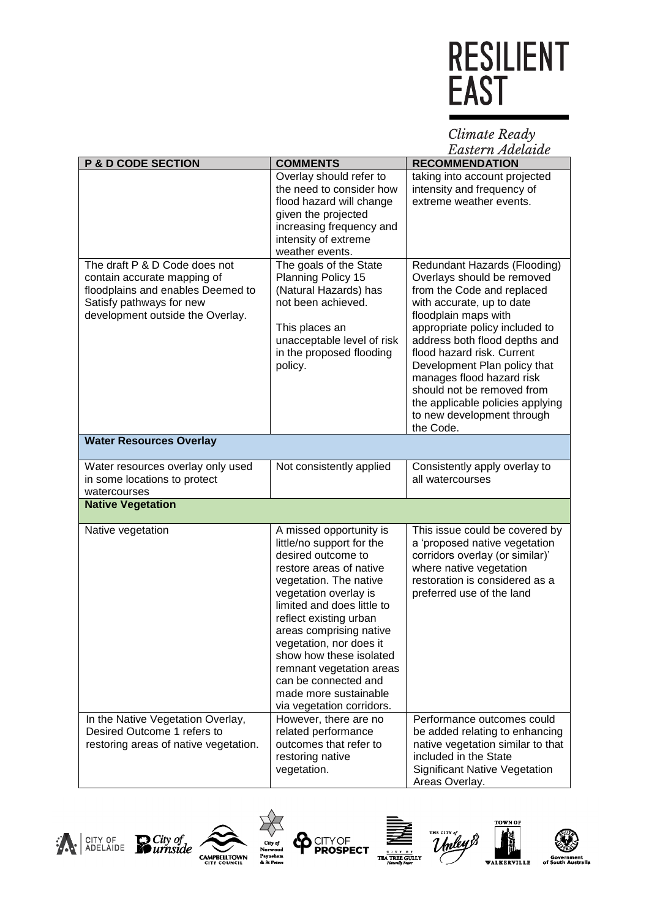| P & D CODE SECTION | COMMENTS | RECOMMENDATION |
|---|---|---|
| | Overlay should refer to the need to consider how flood hazard will change given the projected increasing frequency and intensity of extreme weather events. | taking into account projected intensity and frequency of extreme weather events. |
| The draft P & D Code does not contain accurate mapping of floodplains and enables Deemed to Satisfy pathways for new development outside the Overlay. | The goals of the State Planning Policy 15 (Natural Hazards) has not been achieved.<br><br>This places an unacceptable level of risk in the proposed flooding policy. | Redundant Hazards (Flooding) Overlays should be removed from the Code and replaced with accurate, up to date floodplain maps with appropriate policy included to address both flood depths and flood hazard risk. Current Development Plan policy that manages flood hazard risk should not be removed from the applicable policies applying to new development through the Code. |
| **Water Resources Overlay** | | |
| Water resources overlay only used in some locations to protect watercourses | Not consistently applied | Consistently apply overlay to all watercourses |
| **Native Vegetation** | | |
| Native vegetation | A missed opportunity is little/no support for the desired outcome to restore areas of native vegetation. The native vegetation overlay is limited and does little to reflect existing urban areas comprising native vegetation, nor does it show how these isolated remnant vegetation areas can be connected and made more sustainable via vegetation corridors. | This issue could be covered by a 'proposed native vegetation corridors overlay (or similar)' where native vegetation restoration is considered as a preferred use of the land |
| In the Native Vegetation Overlay, Desired Outcome 1 refers to restoring areas of native vegetation. | However, there are no related performance outcomes that refer to restoring native vegetation. | Performance outcomes could be added relating to enhancing native vegetation similar to that included in the State Significant Native Vegetation Areas Overlay. |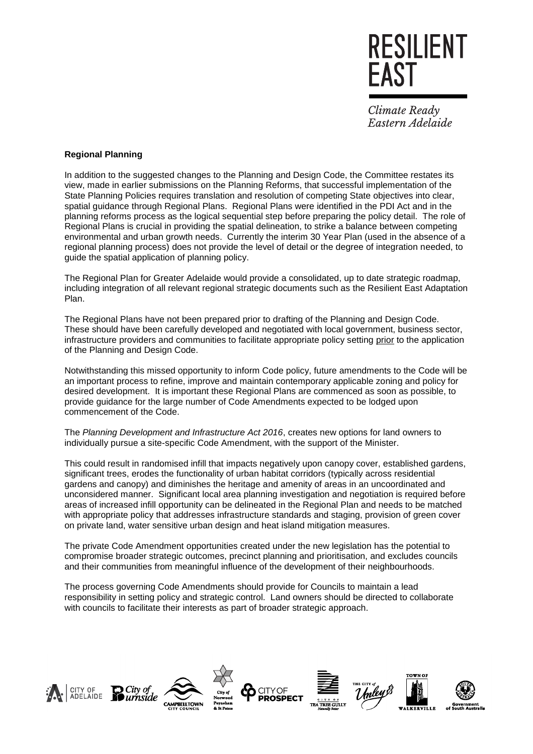**Regional Planning**

In addition to the suggested changes to the Planning and Design Code, the Committee restates its view, made in earlier submissions on the Planning Reforms, that successful implementation of the State Planning Policies requires translation and resolution of competing State objectives into clear, spatial guidance through Regional Plans. Regional Plans were identified in the PDI Act and in the planning reforms process as the logical sequential step before preparing the policy detail. The role of Regional Plans is crucial in providing the spatial delineation, to strike a balance between competing environmental and urban growth needs. Currently the interim 30 Year Plan (used in the absence of a regional planning process) does not provide the level of detail or the degree of integration needed, to guide the spatial application of planning policy.

The Regional Plan for Greater Adelaide would provide a consolidated, up to date strategic roadmap, including integration of all relevant regional strategic documents such as the Resilient East Adaptation Plan.

The Regional Plans have not been prepared prior to drafting of the Planning and Design Code. These should have been carefully developed and negotiated with local government, business sector, infrastructure providers and communities to facilitate appropriate policy setting <u>prior</u> to the application of the Planning and Design Code.

Notwithstanding this missed opportunity to inform Code policy, future amendments to the Code will be an important process to refine, improve and maintain contemporary applicable zoning and policy for desired development. It is important these Regional Plans are commenced as soon as possible, to provide guidance for the large number of Code Amendments expected to be lodged upon commencement of the Code.

The *Planning Development and Infrastructure Act 2016*, creates new options for land owners to individually pursue a site-specific Code Amendment, with the support of the Minister.

This could result in randomised infill that impacts negatively upon canopy cover, established gardens, significant trees, erodes the functionality of urban habitat corridors (typically across residential gardens and canopy) and diminishes the heritage and amenity of areas in an uncoordinated and unconsidered manner. Significant local area planning investigation and negotiation is required before areas of increased infill opportunity can be delineated in the Regional Plan and needs to be matched with appropriate policy that addresses infrastructure standards and staging, provision of green cover on private land, water sensitive urban design and heat island mitigation measures.

The private Code Amendment opportunities created under the new legislation has the potential to compromise broader strategic outcomes, precinct planning and prioritisation, and excludes councils and their communities from meaningful influence of the development of their neighbourhoods.

The process governing Code Amendments should provide for Councils to maintain a lead responsibility in setting policy and strategic control. Land owners should be directed to collaborate with councils to facilitate their interests as part of broader strategic approach.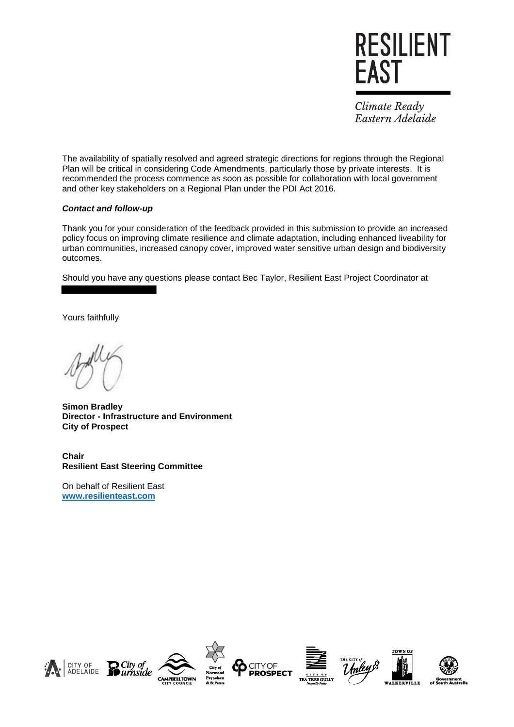The availability of spatially resolved and agreed strategic directions for regions through the Regional Plan will be critical in considering Code Amendments, particularly those by private interests. It is recommended the process commence as soon as possible for collaboration with local government and other key stakeholders on a Regional Plan under the PDI Act 2016.

***Contact and follow-up***

Thank you for your consideration of the feedback provided in this submission to provide an increased policy focus on improving climate resilience and climate adaptation, including enhanced liveability for urban communities, increased canopy cover, improved water sensitive urban design and biodiversity outcomes.

Should you have any questions please contact Bec Taylor, Resilient East Project Coordinator at

Yours faithfully

**Simon Bradley**
**Director - Infrastructure and Environment**
**City of Prospect**

**Chair**
**Resilient East Steering Committee**

On behalf of Resilient East
**www.resilienteast.com**